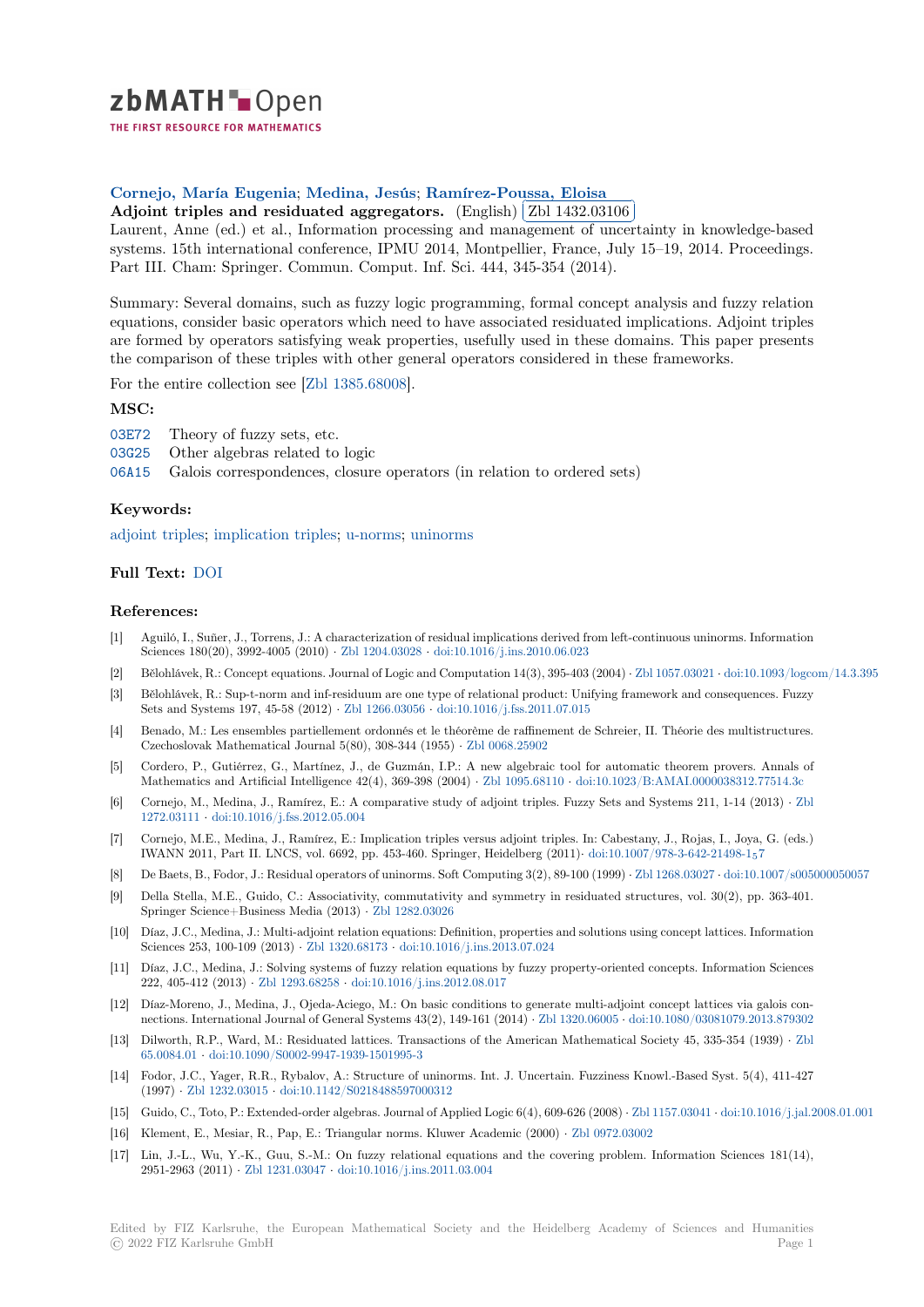Cornejo, María Eugenia; Medina, Jesús; Ramírez-Poussa, Eloisa

**Adjoint triples and residuated aggregators.** (English) Zbl 1432.03106

Laurent, Anne (ed.) et al., Information processing and management of uncertainty in knowledge-based systems. 15th international conference, IPMU 2014, Montpellier, France, July 15–19, 2014. Proceedings. Part III. Cham: Springer. Commun. Comput. Inf. Sci. 444, 345-354 (2014).

Summary: Several domains, such as fuzzy logic programming, formal concept analysis and fuzzy relation equations, consider basic operators which need to have associated residuated implications. Adjoint triples are formed by operators satisfying weak properties, usefully used in these domains. This paper presents the comparison of these triples with other general operators considered in these frameworks.

For the entire collection see [Zbl 1385.68008].

## MSC:

- 03E72 Theory of fuzzy sets, etc.
- 03G25 Other algebras related to logic
- 06A15 Galois correspondences, closure operators (in relation to ordered sets)

## Keywords:

adjoint triples; implication triples; u-norms; uninorms

## Full Text: DOI

## References:

[1] Aguiló, I., Suñer, J., Torrens, J.: A characterization of residual implications derived from left-continuous uninorms. Information Sciences 180(20), 3992-4005 (2010) · Zbl 1204.03028 · doi:10.1016/j.ins.2010.06.023

[2] Bělohlávek, R.: Concept equations. Journal of Logic and Computation 14(3), 395-403 (2004) · Zbl 1057.03021 · doi:10.1093/logcom/14.3.395

[3] Bělohlávek, R.: Sup-t-norm and inf-residuum are one type of relational product: Unifying framework and consequences. Fuzzy Sets and Systems 197, 45-58 (2012) · Zbl 1266.03056 · doi:10.1016/j.fss.2011.07.015

[4] Benado, M.: Les ensembles partiellement ordonnés et le théorème de raffinement de Schreier, II. Théorie des multistructures. Czechoslovak Mathematical Journal 5(80), 308-344 (1955) · Zbl 0068.25902

[5] Cordero, P., Gutiérrez, G., Martínez, J., de Guzmán, I.P.: A new algebraic tool for automatic theorem provers. Annals of Mathematics and Artificial Intelligence 42(4), 369-398 (2004) · Zbl 1095.68110 · doi:10.1023/B:AMAI.0000038312.77514.3c

[6] Cornejo, M., Medina, J., Ramírez, E.: A comparative study of adjoint triples. Fuzzy Sets and Systems 211, 1-14 (2013) · Zbl 1272.03111 · doi:10.1016/j.fss.2012.05.004

[7] Cornejo, M.E., Medina, J., Ramírez, E.: Implication triples versus adjoint triples. In: Cabestany, J., Rojas, I., Joya, G. (eds.) IWANN 2011, Part II. LNCS, vol. 6692, pp. 453-460. Springer, Heidelberg (2011)· doi:10.1007/978-3-642-21498-1_57

[8] De Baets, B., Fodor, J.: Residual operators of uninorms. Soft Computing 3(2), 89-100 (1999) · Zbl 1268.03027 · doi:10.1007/s005000050057

[9] Della Stella, M.E., Guido, C.: Associativity, commutativity and symmetry in residuated structures, vol. 30(2), pp. 363-401. Springer Science+Business Media (2013) · Zbl 1282.03026

[10] Díaz, J.C., Medina, J.: Multi-adjoint relation equations: Definition, properties and solutions using concept lattices. Information Sciences 253, 100-109 (2013) · Zbl 1320.68173 · doi:10.1016/j.ins.2013.07.024

[11] Díaz, J.C., Medina, J.: Solving systems of fuzzy relation equations by fuzzy property-oriented concepts. Information Sciences 222, 405-412 (2013) · Zbl 1293.68258 · doi:10.1016/j.ins.2012.08.017

[12] Díaz-Moreno, J., Medina, J., Ojeda-Aciego, M.: On basic conditions to generate multi-adjoint concept lattices via galois connections. International Journal of General Systems 43(2), 149-161 (2014) · Zbl 1320.06005 · doi:10.1080/03081079.2013.879302

[13] Dilworth, R.P., Ward, M.: Residuated lattices. Transactions of the American Mathematical Society 45, 335-354 (1939) · Zbl 65.0084.01 · doi:10.1090/S0002-9947-1939-1501995-3

[14] Fodor, J.C., Yager, R.R., Rybalov, A.: Structure of uninorms. Int. J. Uncertain. Fuzziness Knowl.-Based Syst. 5(4), 411-427 (1997) · Zbl 1232.03015 · doi:10.1142/S0218488597000312

[15] Guido, C., Toto, P.: Extended-order algebras. Journal of Applied Logic 6(4), 609-626 (2008) · Zbl 1157.03041 · doi:10.1016/j.jal.2008.01.001

[16] Klement, E., Mesiar, R., Pap, E.: Triangular norms. Kluwer Academic (2000) · Zbl 0972.03002

[17] Lin, J.-L., Wu, Y.-K., Guu, S.-M.: On fuzzy relational equations and the covering problem. Information Sciences 181(14), 2951-2963 (2011) · Zbl 1231.03047 · doi:10.1016/j.ins.2011.03.004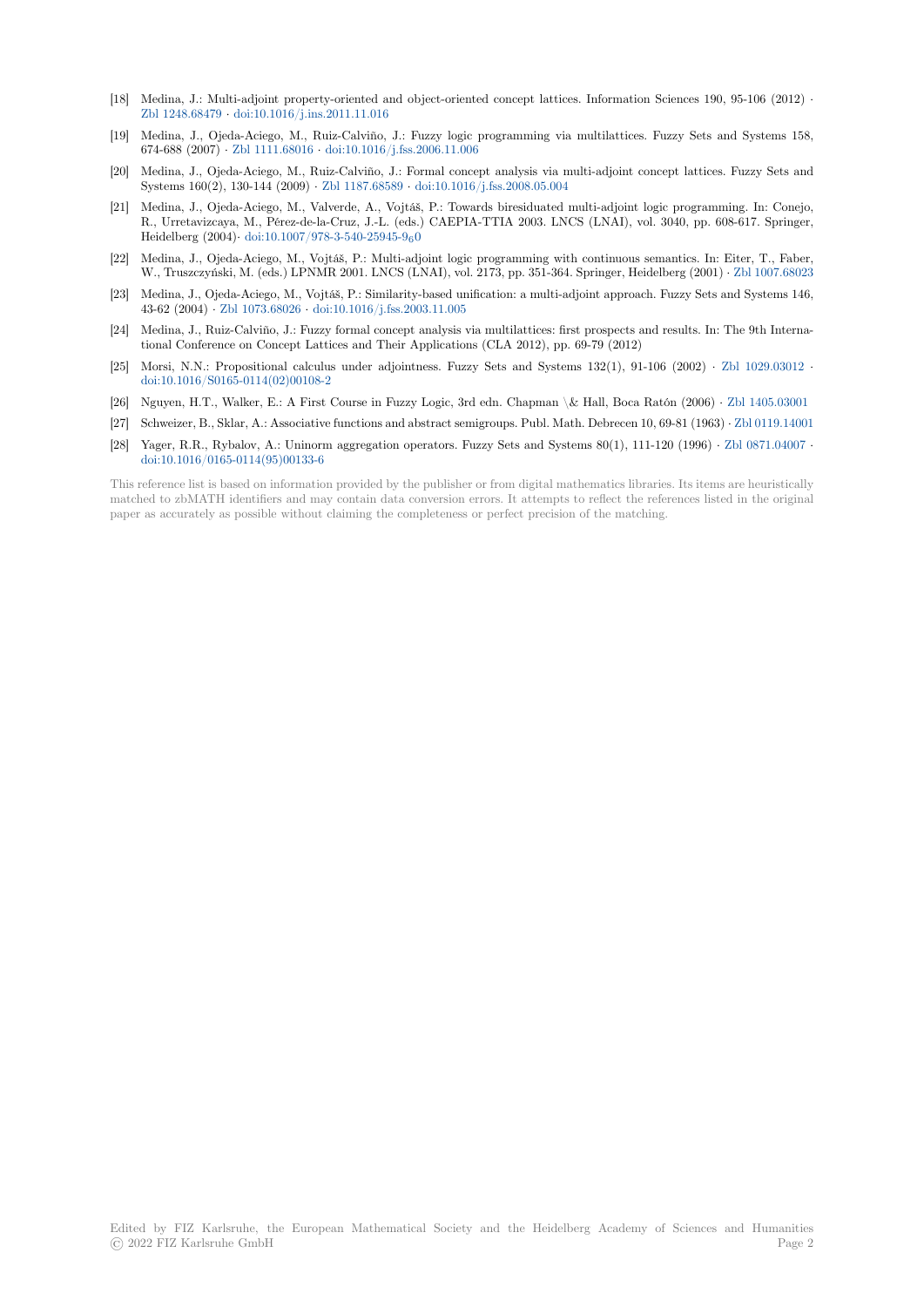[18] Medina, J.: Multi-adjoint property-oriented and object-oriented concept lattices. Information Sciences 190, 95-106 (2012) · Zbl 1248.68479 · doi:10.1016/j.ins.2011.11.016

[19] Medina, J., Ojeda-Aciego, M., Ruiz-Calviño, J.: Fuzzy logic programming via multilattices. Fuzzy Sets and Systems 158, 674-688 (2007) · Zbl 1111.68016 · doi:10.1016/j.fss.2006.11.006

[20] Medina, J., Ojeda-Aciego, M., Ruiz-Calviño, J.: Formal concept analysis via multi-adjoint concept lattices. Fuzzy Sets and Systems 160(2), 130-144 (2009) · Zbl 1187.68589 · doi:10.1016/j.fss.2008.05.004

[21] Medina, J., Ojeda-Aciego, M., Valverde, A., Vojtáš, P.: Towards biresiduated multi-adjoint logic programming. In: Conejo, R., Urretavizcaya, M., Pérez-de-la-Cruz, J.-L. (eds.) CAEPIA-TTIA 2003. LNCS (LNAI), vol. 3040, pp. 608-617. Springer, Heidelberg (2004)· doi:10.1007/978-3-540-25945-$9_6$0

[22] Medina, J., Ojeda-Aciego, M., Vojtáš, P.: Multi-adjoint logic programming with continuous semantics. In: Eiter, T., Faber, W., Truszczyński, M. (eds.) LPNMR 2001. LNCS (LNAI), vol. 2173, pp. 351-364. Springer, Heidelberg (2001) · Zbl 1007.68023

[23] Medina, J., Ojeda-Aciego, M., Vojtáš, P.: Similarity-based unification: a multi-adjoint approach. Fuzzy Sets and Systems 146, 43-62 (2004) · Zbl 1073.68026 · doi:10.1016/j.fss.2003.11.005

[24] Medina, J., Ruiz-Calviño, J.: Fuzzy formal concept analysis via multilattices: first prospects and results. In: The 9th International Conference on Concept Lattices and Their Applications (CLA 2012), pp. 69-79 (2012)

[25] Morsi, N.N.: Propositional calculus under adjointness. Fuzzy Sets and Systems 132(1), 91-106 (2002) · Zbl 1029.03012 · doi:10.1016/S0165-0114(02)00108-2

[26] Nguyen, H.T., Walker, E.: A First Course in Fuzzy Logic, 3rd edn. Chapman \& Hall, Boca Ratón (2006) · Zbl 1405.03001

[27] Schweizer, B., Sklar, A.: Associative functions and abstract semigroups. Publ. Math. Debrecen 10, 69-81 (1963) · Zbl 0119.14001

[28] Yager, R.R., Rybalov, A.: Uninorm aggregation operators. Fuzzy Sets and Systems 80(1), 111-120 (1996) · Zbl 0871.04007 · doi:10.1016/0165-0114(95)00133-6

This reference list is based on information provided by the publisher or from digital mathematics libraries. Its items are heuristically matched to zbMATH identifiers and may contain data conversion errors. It attempts to reflect the references listed in the original paper as accurately as possible without claiming the completeness or perfect precision of the matching.